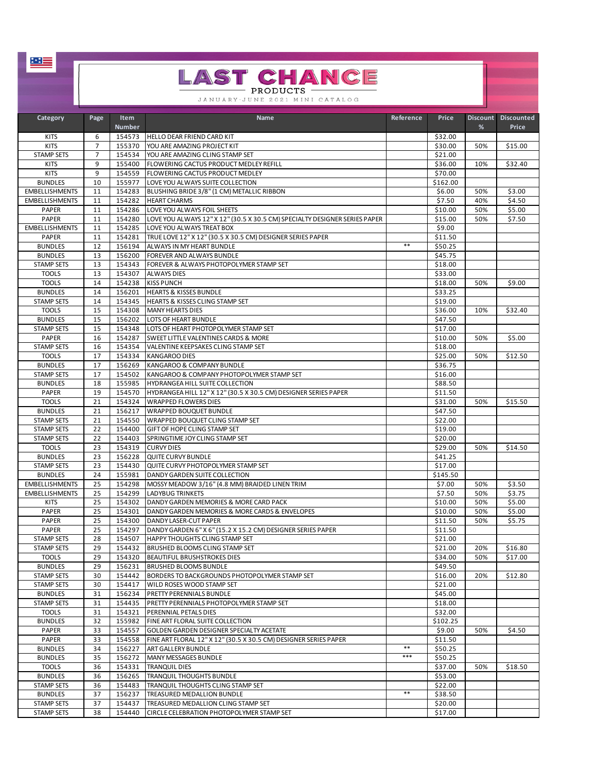# LAST CHANCE PRODUCTS

JANUARY-JUNE 2021 MINI CATALOG

| Category | Page | Item Number | Name | Reference | Price | Discount % | Discounted Price |
|---|---|---|---|---|---|---|---|
| KITS | 6 | 154573 | HELLO DEAR FRIEND CARD KIT | | $32.00 | | |
| KITS | 7 | 155370 | YOU ARE AMAZING PROJECT KIT | | $30.00 | 50% | $15.00 |
| STAMP SETS | 7 | 154534 | YOU ARE AMAZING CLING STAMP SET | | $21.00 | | |
| KITS | 9 | 155400 | FLOWERING CACTUS PRODUCT MEDLEY REFILL | | $36.00 | 10% | $32.40 |
| KITS | 9 | 154559 | FLOWERING CACTUS PRODUCT MEDLEY | | $70.00 | | |
| BUNDLES | 10 | 155977 | LOVE YOU ALWAYS SUITE COLLECTION | | $162.00 | | |
| EMBELLISHMENTS | 11 | 154283 | BLUSHING BRIDE 3/8" (1 CM) METALLIC RIBBON | | $6.00 | 50% | $3.00 |
| EMBELLISHMENTS | 11 | 154282 | HEART CHARMS | | $7.50 | 40% | $4.50 |
| PAPER | 11 | 154286 | LOVE YOU ALWAYS FOIL SHEETS | | $10.00 | 50% | $5.00 |
| PAPER | 11 | 154280 | LOVE YOU ALWAYS 12" X 12" (30.5 X 30.5 CM) SPECIALTY DESIGNER SERIES PAPER | | $15.00 | 50% | $7.50 |
| EMBELLISHMENTS | 11 | 154285 | LOVE YOU ALWAYS TREAT BOX | | $9.00 | | |
| PAPER | 11 | 154281 | TRUE LOVE 12" X 12" (30.5 X 30.5 CM) DESIGNER SERIES PAPER | | $11.50 | | |
| BUNDLES | 12 | 156194 | ALWAYS IN MY HEART BUNDLE | ** | $50.25 | | |
| BUNDLES | 13 | 156200 | FOREVER AND ALWAYS BUNDLE | | $45.75 | | |
| STAMP SETS | 13 | 154343 | FOREVER & ALWAYS PHOTOPOLYMER STAMP SET | | $18.00 | | |
| TOOLS | 13 | 154307 | ALWAYS DIES | | $33.00 | | |
| TOOLS | 14 | 154238 | KISS PUNCH | | $18.00 | 50% | $9.00 |
| BUNDLES | 14 | 156201 | HEARTS & KISSES BUNDLE | | $33.25 | | |
| STAMP SETS | 14 | 154345 | HEARTS & KISSES CLING STAMP SET | | $19.00 | | |
| TOOLS | 15 | 154308 | MANY HEARTS DIES | | $36.00 | 10% | $32.40 |
| BUNDLES | 15 | 156202 | LOTS OF HEART BUNDLE | | $47.50 | | |
| STAMP SETS | 15 | 154348 | LOTS OF HEART PHOTOPOLYMER STAMP SET | | $17.00 | | |
| PAPER | 16 | 154287 | SWEET LITTLE VALENTINES CARDS & MORE | | $10.00 | 50% | $5.00 |
| STAMP SETS | 16 | 154354 | VALENTINE KEEPSAKES CLING STAMP SET | | $18.00 | | |
| TOOLS | 17 | 154334 | KANGAROO DIES | | $25.00 | 50% | $12.50 |
| BUNDLES | 17 | 156269 | KANGAROO & COMPANY BUNDLE | | $36.75 | | |
| STAMP SETS | 17 | 154502 | KANGAROO & COMPANY PHOTOPOLYMER STAMP SET | | $16.00 | | |
| BUNDLES | 18 | 155985 | HYDRANGEA HILL SUITE COLLECTION | | $88.50 | | |
| PAPER | 19 | 154570 | HYDRANGEA HILL 12" X 12" (30.5 X 30.5 CM) DESIGNER SERIES PAPER | | $11.50 | | |
| TOOLS | 21 | 154324 | WRAPPED FLOWERS DIES | | $31.00 | 50% | $15.50 |
| BUNDLES | 21 | 156217 | WRAPPED BOUQUET BUNDLE | | $47.50 | | |
| STAMP SETS | 21 | 154550 | WRAPPED BOUQUET CLING STAMP SET | | $22.00 | | |
| STAMP SETS | 22 | 154400 | GIFT OF HOPE CLING STAMP SET | | $19.00 | | |
| STAMP SETS | 22 | 154403 | SPRINGTIME JOY CLING STAMP SET | | $20.00 | | |
| TOOLS | 23 | 154319 | CURVY DIES | | $29.00 | 50% | $14.50 |
| BUNDLES | 23 | 156228 | QUITE CURVY BUNDLE | | $41.25 | | |
| STAMP SETS | 23 | 154430 | QUITE CURVY PHOTOPOLYMER STAMP SET | | $17.00 | | |
| BUNDLES | 24 | 155981 | DANDY GARDEN SUITE COLLECTION | | $145.50 | | |
| EMBELLISHMENTS | 25 | 154298 | MOSSY MEADOW 3/16" (4.8 MM) BRAIDED LINEN TRIM | | $7.00 | 50% | $3.50 |
| EMBELLISHMENTS | 25 | 154299 | LADYBUG TRINKETS | | $7.50 | 50% | $3.75 |
| KITS | 25 | 154302 | DANDY GARDEN MEMORIES & MORE CARD PACK | | $10.00 | 50% | $5.00 |
| PAPER | 25 | 154301 | DANDY GARDEN MEMORIES & MORE CARDS & ENVELOPES | | $10.00 | 50% | $5.00 |
| PAPER | 25 | 154300 | DANDY LASER-CUT PAPER | | $11.50 | 50% | $5.75 |
| PAPER | 25 | 154297 | DANDY GARDEN 6" X 6" (15.2 X 15.2 CM) DESIGNER SERIES PAPER | | $11.50 | | |
| STAMP SETS | 28 | 154507 | HAPPY THOUGHTS CLING STAMP SET | | $21.00 | | |
| STAMP SETS | 29 | 154432 | BRUSHED BLOOMS CLING STAMP SET | | $21.00 | 20% | $16.80 |
| TOOLS | 29 | 154320 | BEAUTIFUL BRUSHSTROKES DIES | | $34.00 | 50% | $17.00 |
| BUNDLES | 29 | 156231 | BRUSHED BLOOMS BUNDLE | | $49.50 | | |
| STAMP SETS | 30 | 154442 | BORDERS TO BACKGROUNDS PHOTOPOLYMER STAMP SET | | $16.00 | 20% | $12.80 |
| STAMP SETS | 30 | 154417 | WILD ROSES WOOD STAMP SET | | $21.00 | | |
| BUNDLES | 31 | 156234 | PRETTY PERENNIALS BUNDLE | | $45.00 | | |
| STAMP SETS | 31 | 154435 | PRETTY PERENNIALS PHOTOPOLYMER STAMP SET | | $18.00 | | |
| TOOLS | 31 | 154321 | PERENNIAL PETALS DIES | | $32.00 | | |
| BUNDLES | 32 | 155982 | FINE ART FLORAL SUITE COLLECTION | | $102.25 | | |
| PAPER | 33 | 154557 | GOLDEN GARDEN DESIGNER SPECIALTY ACETATE | | $9.00 | 50% | $4.50 |
| PAPER | 33 | 154558 | FINE ART FLORAL 12" X 12" (30.5 X 30.5 CM) DESIGNER SERIES PAPER | | $11.50 | | |
| BUNDLES | 34 | 156227 | ART GALLERY BUNDLE | ** | $50.25 | | |
| BUNDLES | 35 | 156272 | MANY MESSAGES BUNDLE | *** | $50.25 | | |
| TOOLS | 36 | 154331 | TRANQUIL DIES | | $37.00 | 50% | $18.50 |
| BUNDLES | 36 | 156265 | TRANQUIL THOUGHTS BUNDLE | | $53.00 | | |
| STAMP SETS | 36 | 154483 | TRANQUIL THOUGHTS CLING STAMP SET | | $22.00 | | |
| BUNDLES | 37 | 156237 | TREASURED MEDALLION BUNDLE | ** | $38.50 | | |
| STAMP SETS | 37 | 154437 | TREASURED MEDALLION CLING STAMP SET | | $20.00 | | |
| STAMP SETS | 38 | 154440 | CIRCLE CELEBRATION PHOTOPOLYMER STAMP SET | | $17.00 | | |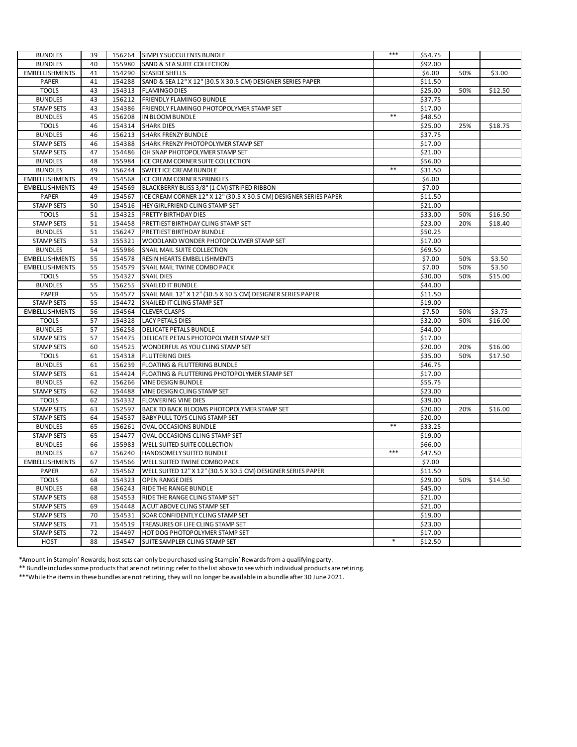| | | | | | | | |
|---|---|---|---|---|---|---|---|
| BUNDLES | 39 | 156264 | SIMPLY SUCCULENTS BUNDLE | *** | $54.75 | | |
| BUNDLES | 40 | 155980 | SAND & SEA SUITE COLLECTION | | $92.00 | | |
| EMBELLISHMENTS | 41 | 154290 | SEASIDE SHELLS | | $6.00 | 50% | $3.00 |
| PAPER | 41 | 154288 | SAND & SEA 12" X 12" (30.5 X 30.5 CM) DESIGNER SERIES PAPER | | $11.50 | | |
| TOOLS | 43 | 154313 | FLAMINGO DIES | | $25.00 | 50% | $12.50 |
| BUNDLES | 43 | 156212 | FRIENDLY FLAMINGO BUNDLE | | $37.75 | | |
| STAMP SETS | 43 | 154386 | FRIENDLY FLAMINGO PHOTOPOLYMER STAMP SET | | $17.00 | | |
| BUNDLES | 45 | 156208 | IN BLOOM BUNDLE | ** | $48.50 | | |
| TOOLS | 46 | 154314 | SHARK DIES | | $25.00 | 25% | $18.75 |
| BUNDLES | 46 | 156213 | SHARK FRENZY BUNDLE | | $37.75 | | |
| STAMP SETS | 46 | 154388 | SHARK FRENZY PHOTOPOLYMER STAMP SET | | $17.00 | | |
| STAMP SETS | 47 | 154486 | OH SNAP PHOTOPOLYMER STAMP SET | | $21.00 | | |
| BUNDLES | 48 | 155984 | ICE CREAM CORNER SUITE COLLECTION | | $56.00 | | |
| BUNDLES | 49 | 156244 | SWEET ICE CREAM BUNDLE | ** | $31.50 | | |
| EMBELLISHMENTS | 49 | 154568 | ICE CREAM CORNER SPRINKLES | | $6.00 | | |
| EMBELLISHMENTS | 49 | 154569 | BLACKBERRY BLISS 3/8" (1 CM) STRIPED RIBBON | | $7.00 | | |
| PAPER | 49 | 154567 | ICE CREAM CORNER 12" X 12" (30.5 X 30.5 CM) DESIGNER SERIES PAPER | | $11.50 | | |
| STAMP SETS | 50 | 154516 | HEY GIRLFRIEND CLING STAMP SET | | $21.00 | | |
| TOOLS | 51 | 154325 | PRETTY BIRTHDAY DIES | | $33.00 | 50% | $16.50 |
| STAMP SETS | 51 | 154458 | PRETTIEST BIRTHDAY CLING STAMP SET | | $23.00 | 20% | $18.40 |
| BUNDLES | 51 | 156247 | PRETTIEST BIRTHDAY BUNDLE | | $50.25 | | |
| STAMP SETS | 53 | 155321 | WOODLAND WONDER PHOTOPOLYMER STAMP SET | | $17.00 | | |
| BUNDLES | 54 | 155986 | SNAIL MAIL SUITE COLLECTION | | $69.50 | | |
| EMBELLISHMENTS | 55 | 154578 | RESIN HEARTS EMBELLISHMENTS | | $7.00 | 50% | $3.50 |
| EMBELLISHMENTS | 55 | 154579 | SNAIL MAIL TWINE COMBO PACK | | $7.00 | 50% | $3.50 |
| TOOLS | 55 | 154327 | SNAIL DIES | | $30.00 | 50% | $15.00 |
| BUNDLES | 55 | 156255 | SNAILED IT BUNDLE | | $44.00 | | |
| PAPER | 55 | 154577 | SNAIL MAIL 12" X 12" (30.5 X 30.5 CM) DESIGNER SERIES PAPER | | $11.50 | | |
| STAMP SETS | 55 | 154472 | SNAILED IT CLING STAMP SET | | $19.00 | | |
| EMBELLISHMENTS | 56 | 154564 | CLEVER CLASPS | | $7.50 | 50% | $3.75 |
| TOOLS | 57 | 154328 | LACY PETALS DIES | | $32.00 | 50% | $16.00 |
| BUNDLES | 57 | 156258 | DELICATE PETALS BUNDLE | | $44.00 | | |
| STAMP SETS | 57 | 154475 | DELICATE PETALS PHOTOPOLYMER STAMP SET | | $17.00 | | |
| STAMP SETS | 60 | 154525 | WONDERFUL AS YOU CLING STAMP SET | | $20.00 | 20% | $16.00 |
| TOOLS | 61 | 154318 | FLUTTERING DIES | | $35.00 | 50% | $17.50 |
| BUNDLES | 61 | 156239 | FLOATING & FLUTTERING BUNDLE | | $46.75 | | |
| STAMP SETS | 61 | 154424 | FLOATING & FLUTTERING PHOTOPOLYMER STAMP SET | | $17.00 | | |
| BUNDLES | 62 | 156266 | VINE DESIGN BUNDLE | | $55.75 | | |
| STAMP SETS | 62 | 154488 | VINE DESIGN CLING STAMP SET | | $23.00 | | |
| TOOLS | 62 | 154332 | FLOWERING VINE DIES | | $39.00 | | |
| STAMP SETS | 63 | 152597 | BACK TO BACK BLOOMS PHOTOPOLYMER STAMP SET | | $20.00 | 20% | $16.00 |
| STAMP SETS | 64 | 154537 | BABY PULL TOYS CLING STAMP SET | | $20.00 | | |
| BUNDLES | 65 | 156261 | OVAL OCCASIONS BUNDLE | ** | $33.25 | | |
| STAMP SETS | 65 | 154477 | OVAL OCCASIONS CLING STAMP SET | | $19.00 | | |
| BUNDLES | 66 | 155983 | WELL SUITED SUITE COLLECTION | | $66.00 | | |
| BUNDLES | 67 | 156240 | HANDSOMELY SUITED BUNDLE | *** | $47.50 | | |
| EMBELLISHMENTS | 67 | 154566 | WELL SUITED TWINE COMBO PACK | | $7.00 | | |
| PAPER | 67 | 154562 | WELL SUITED 12" X 12" (30.5 X 30.5 CM) DESIGNER SERIES PAPER | | $11.50 | | |
| TOOLS | 68 | 154323 | OPEN RANGE DIES | | $29.00 | 50% | $14.50 |
| BUNDLES | 68 | 156243 | RIDE THE RANGE BUNDLE | | $45.00 | | |
| STAMP SETS | 68 | 154553 | RIDE THE RANGE CLING STAMP SET | | $21.00 | | |
| STAMP SETS | 69 | 154448 | A CUT ABOVE CLING STAMP SET | | $21.00 | | |
| STAMP SETS | 70 | 154531 | SOAR CONFIDENTLY CLING STAMP SET | | $19.00 | | |
| STAMP SETS | 71 | 154519 | TREASURES OF LIFE CLING STAMP SET | | $23.00 | | |
| STAMP SETS | 72 | 154497 | HOT DOG PHOTOPOLYMER STAMP SET | | $17.00 | | |
| HOST | 88 | 154547 | SUITE SAMPLER CLING STAMP SET | * | $12.50 | | |

*Amount in Stampin' Rewards; host sets can only be purchased using Stampin' Rewards from a qualifying party.

** Bundle includes some products that are not retiring; refer to the list above to see which individual products are retiring.

***While the items in these bundles are not retiring, they will no longer be available in a bundle after 30 June 2021.